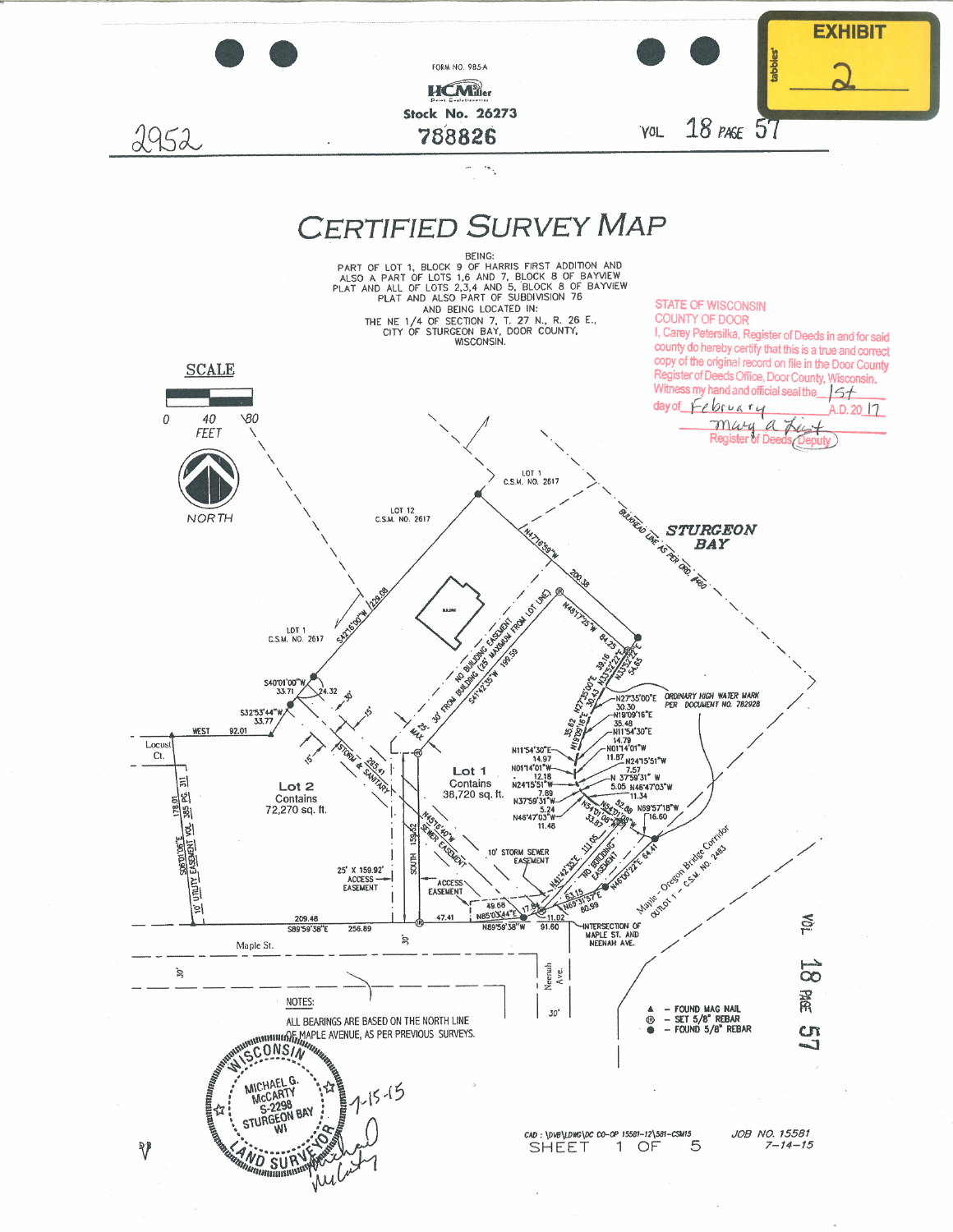EXHIBIT 2

FORM NO. 985-A

HCMiller

Stock No. 26273

2952

788826

VOL 18 PAGE 57

# CERTIFIED SURVEY MAP

BEING:
PART OF LOT 1, BLOCK 9 OF HARRIS FIRST ADDITION AND ALSO A PART OF LOTS 1,6 AND 7, BLOCK 8 OF BAYVIEW PLAT AND ALL OF LOTS 2,3,4 AND 5, BLOCK 8 OF BAYVIEW PLAT AND ALSO PART OF SUBDIVISION 76
AND BEING LOCATED IN:
THE NE 1/4 OF SECTION 7, T. 27 N., R. 26 E., CITY OF STURGEON BAY, DOOR COUNTY, WISCONSIN.

STATE OF WISCONSIN
COUNTY OF DOOR
I, Carey Petersilka, Register of Deeds in and for said county do hereby certify that this is a true and correct copy of the original record on file in the Door County Register of Deeds Office, Door County, Wisconsin.
Witness my hand and official seal the 1st day of February A.D. 20 17
Mary A. Lent
Register of Deeds (Deputy)

SCALE
0 40 80
FEET

NORTH

STURGEON BAY

LOT 1 C.S.M. NO. 2617

LOT 12 C.S.M. NO. 2617

LOT 1 C.S.M. NO. 2617

BULKHEAD LINE AS PER ORD. #450

N47°16'59"W 200.38

S42°16'00"W 229.08

N48°17'25"W 84.25

N33°52'22"E 54.85

N27°35'00"E 39.16
N19°09'16"E 30.43
35.62

S40°01'00"W 33.71

24.32

30'

S32°53'44"W 33.77

WEST 92.01

Locust Ct.

15'

15'

STORM & SANITARY 285.41

NO BUILDING EASEMENT 30' FROM BUILDING (25' MAXIMUM FROM LOT LINE)

S41°42'35"W 199.59

25' MAX.

Lot 1
Contains 38,720 sq. ft.

Lot 2
Contains 72,270 sq. ft.

N27°35'00"E 30.30
N19°09'16"E 35.48
N11°54'30"E 14.79
N01°14'01"W 11.87
N24°15'51"W 7.57
N 37°59'31" W 5.05
N46°47'03"W 11.34

ORDINARY HIGH WATER MARK PER DOCUMENT NO. 782928

N11°54'30"E 14.97
N01°14'01"W 12.18
N24°15'51"W 7.89
N37°59'31"W 5.24
N46°47'03"W 11.48

N54°01'08"W 33.87
52.88
N69°57'18"W 16.60

N45°16'40"W SEWER EASEMENT

SOUTH 159.92

10' STORM SEWER EASEMENT

N41°47'33"E 111.05

NO BUILDING EASEMENT

N46°00'22"E 64.41

Maple - Oregon Bridge Corridor OUTLOT 1 - C.S.M. NO. 2483

25' X 159.92' ACCESS EASEMENT

ACCESS EASEMENT

S06°01'06"E 178.01

10' UTILITY EASEMENT VOL. 395 PG. 311

209.48
S89°59'38"E 256.89

47.41

49.68
N85°03'44"E

17.84

63.15
N69°31'57"E 80.59

11.02

N89°59'38"W 91.60

INTERSECTION OF MAPLE ST. AND NEENAH AVE.

Maple St.

30'

30'

Neenah Ave.

30'

NOTES:
ALL BEARINGS ARE BASED ON THE NORTH LINE OF MAPLE AVENUE, AS PER PREVIOUS SURVEYS.

▲ - FOUND MAG NAIL
Ⓡ - SET 5/8" REBAR
● - FOUND 5/8" REBAR

WISCONSIN MICHAEL G. McCARTY S-2298 STURGEON BAY WI LAND SURVEYOR

7-15-15

Michael McCarty

CAD : \DWB\LDWG\DC CO-OP 15581-12\581-CSM15

SHEET 1 OF 5

JOB NO. 15581
7-14-15

VOL 18 PAGE 57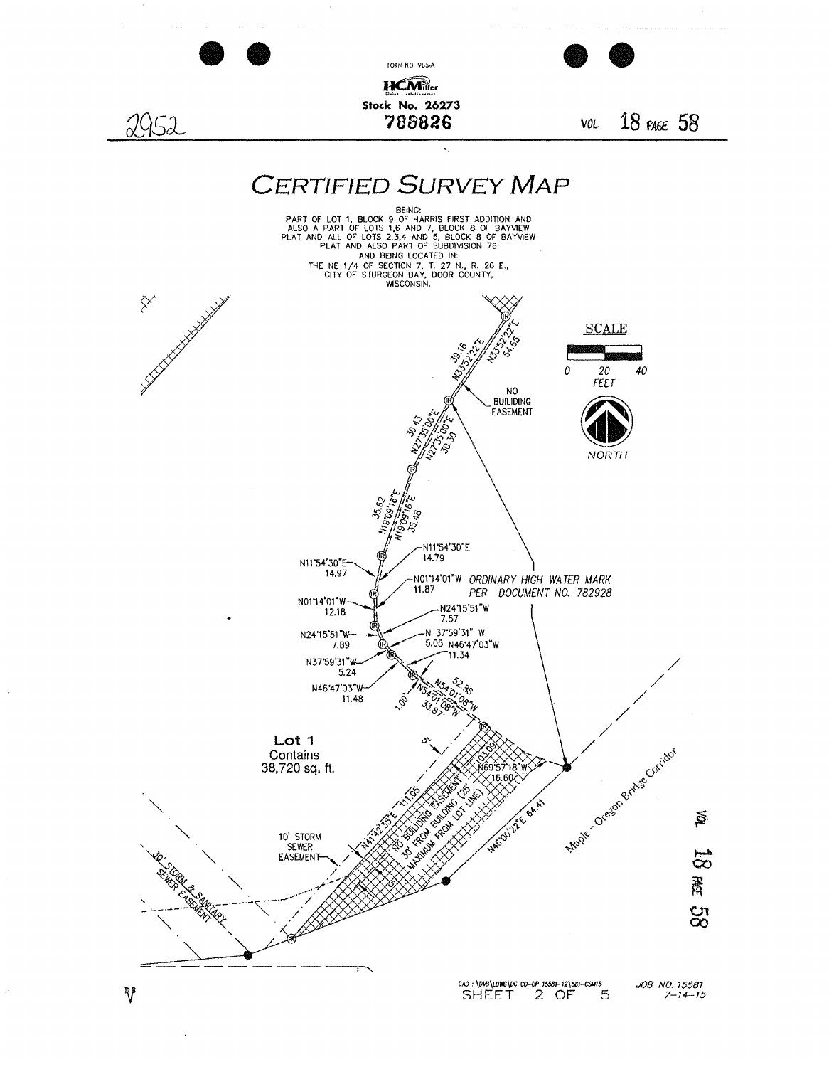FORM NO. 985-A

Stock No. 26273

2952

788826

VOL 18 PAGE 58

# CERTIFIED SURVEY MAP

BEING:
PART OF LOT 1, BLOCK 9 OF HARRIS FIRST ADDITION AND ALSO A PART OF LOTS 1,6 AND 7, BLOCK 8 OF BAYVIEW PLAT AND ALL OF LOTS 2,3,4 AND 5, BLOCK 8 OF BAYVIEW PLAT AND ALSO PART OF SUBDIVISION 76
AND BEING LOCATED IN:
THE NE 1/4 OF SECTION 7, T. 27 N., R. 26 E.,
CITY OF STURGEON BAY, DOOR COUNTY,
WISCONSIN.

SCALE

0 20 40
FEET

NORTH

39.16 N33°52'22"E

N33°52'22"E 54.65

NO BUILDING EASEMENT

30.43 N27°35'00"E

N27°35'00"E 30.30

35.62 N19°09'16"E

N19°09'16"E 35.48

N11°54'30"E 14.97

N11°54'30"E 14.79

N01°14'01"W 11.87

N01°14'01"W 12.18

ORDINARY HIGH WATER MARK PER DOCUMENT NO. 782928

N24°15'51"W 7.57

N24°15'51"W 7.89

N 37°59'31" W 5.05

N46°47'03"W 11.34

N37°59'31"W 5.24

N46°47'03"W 11.48

52.88 N54°01'08"W

N54°01'08"W 33.87

1.00'

5'

**Lot 1**
Contains
38,720 sq. ft.

103.09

N69°57'18"W 16.60

N41°42'35"E 111.05

NO BUILDING EASEMENT 30' FROM BUILDING (25' MAXIMUM FROM LOT LINE)

N46°00'22"E 64.41

Maple - Oregon Bridge Corridor

10' STORM SEWER EASEMENT

30' STORM & SANITARY SEWER EASEMENT

CAD : \DVB\LDWG\DC CO-OP 15581-12\581-CSM15

JOB NO. 15581
7-14-15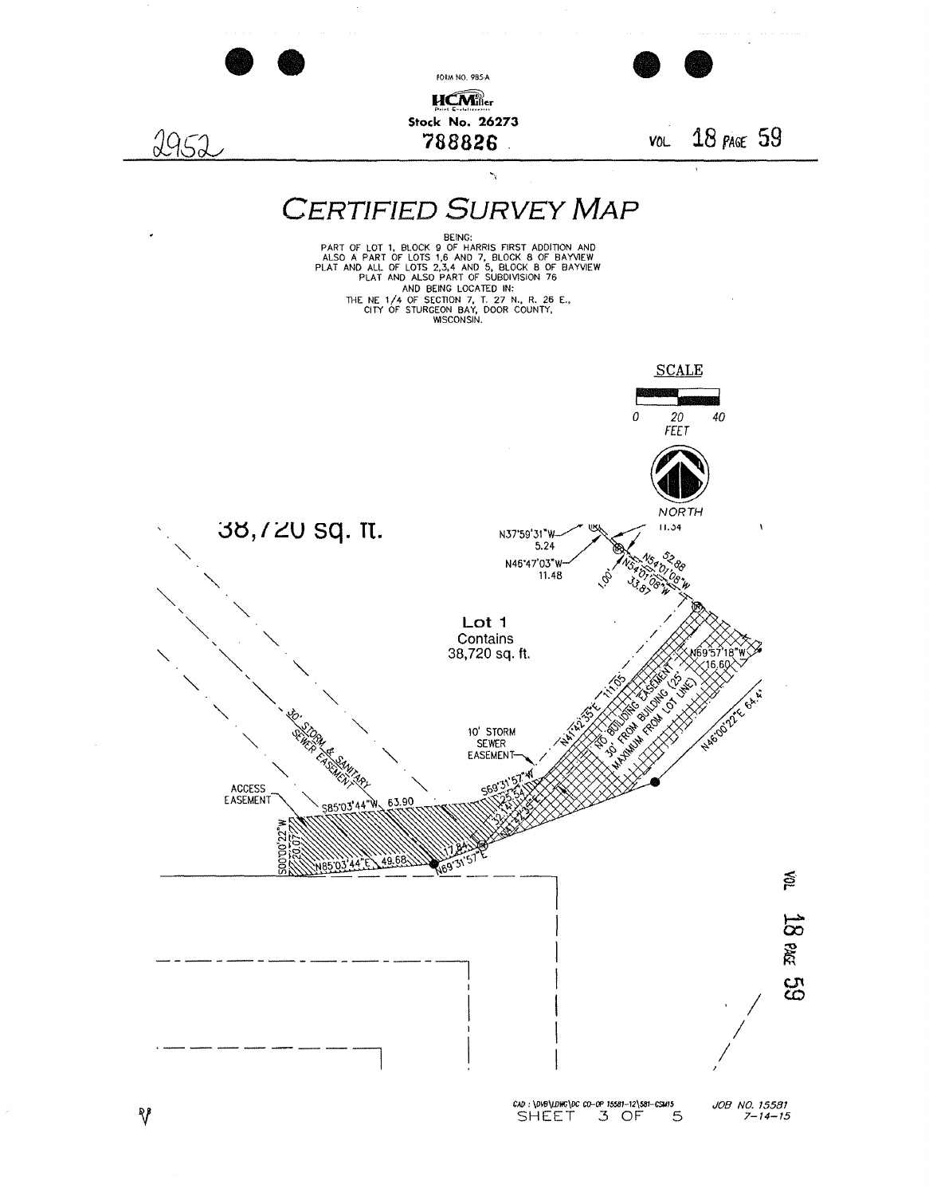FORM NO. 985-A

HCMiller

Stock No. 26273

788826

2952

# CERTIFIED SURVEY MAP

BEING:
PART OF LOT 1, BLOCK 9 OF HARRIS FIRST ADDITION AND
ALSO A PART OF LOTS 1,6 AND 7, BLOCK 8 OF BAYVIEW
PLAT AND ALL OF LOTS 2,3,4 AND 5, BLOCK 8 OF BAYVIEW
PLAT AND ALSO PART OF SUBDIVISION 76
AND BEING LOCATED IN:
THE NE 1/4 OF SECTION 7, T. 27 N., R. 26 E.,
CITY OF STURGEON BAY, DOOR COUNTY,
WISCONSIN.

SCALE

0 20 40
FEET

NORTH

38,720 sq. ft.

N37°59'31"W 5.24

N46°47'03"W 11.48

11.34

1.00'

N54°01'08"W 52.88

N54°01'08"W 33.87

Lot 1
Contains
38,720 sq. ft.

N69°57'18"W 16.60

N46°00'22"E 64.44'

N41°42'35"E 111.05

NO BUILDING EASEMENT 30' FROM BUILDING (25' MAXIMUM FROM LOT LINE)

30' STORM & SANITARY SEWER EASEMENT

10' STORM SEWER EASEMENT

ACCESS EASEMENT

S85°03'44"W 63.90

S69°31'57"W 25.54

32.14

N41°42'35"E

S00°00'22"W 20.07

N85°03'44"E 49.68

17.84

N69°31'57"E

CAD : \DVB\LDWG\DC CO-OP 15581-12\581-CSM15

SHEET 3 OF 5

JOB NO. 15581
7-14-15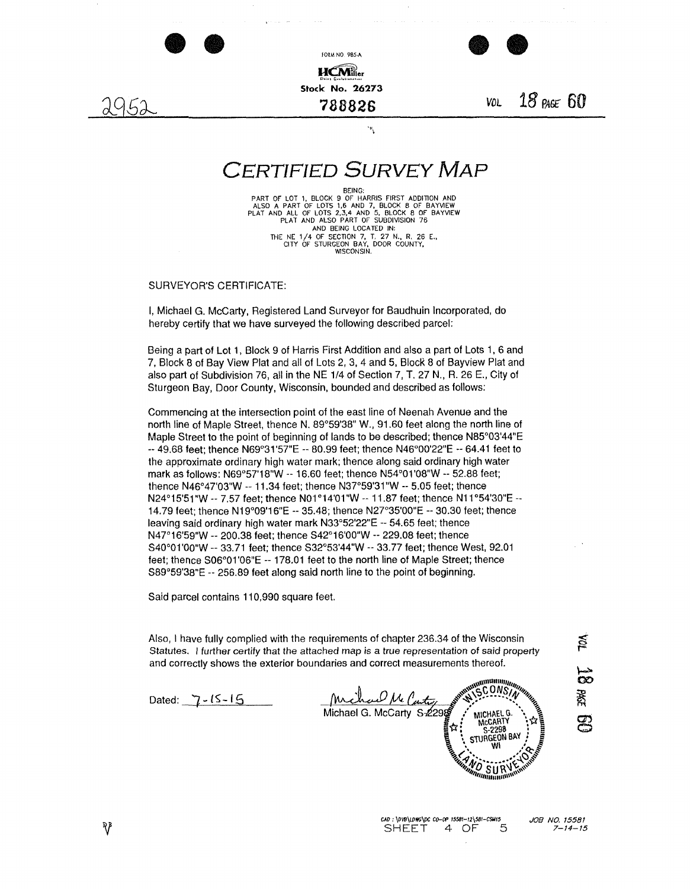FORM NO 985-A

HCMiller

Stock No. 26273

2952

788826

VOL 18 PAGE 60

# CERTIFIED SURVEY MAP

BEING:
PART OF LOT 1, BLOCK 9 OF HARRIS FIRST ADDITION AND ALSO A PART OF LOTS 1,6 AND 7, BLOCK 8 OF BAYVIEW PLAT AND ALL OF LOTS 2,3,4 AND 5, BLOCK 8 OF BAYVIEW PLAT AND ALSO PART OF SUBDIVISION 76
AND BEING LOCATED IN:
THE NE 1/4 OF SECTION 7, T. 27 N., R. 26 E., CITY OF STURGEON BAY, DOOR COUNTY, WISCONSIN.

SURVEYOR'S CERTIFICATE:

I, Michael G. McCarty, Registered Land Surveyor for Baudhuin Incorporated, do hereby certify that we have surveyed the following described parcel:

Being a part of Lot 1, Block 9 of Harris First Addition and also a part of Lots 1, 6 and 7, Block 8 of Bay View Plat and all of Lots 2, 3, 4 and 5, Block 8 of Bayview Plat and also part of Subdivision 76, all in the NE 1/4 of Section 7, T. 27 N., R. 26 E., City of Sturgeon Bay, Door County, Wisconsin, bounded and described as follows:

Commencing at the intersection point of the east line of Neenah Avenue and the north line of Maple Street, thence N. 89°59'38" W., 91.60 feet along the north line of Maple Street to the point of beginning of lands to be described; thence N85°03'44"E -- 49.68 feet; thence N69°31'57"E -- 80.99 feet; thence N46°00'22"E -- 64.41 feet to the approximate ordinary high water mark; thence along said ordinary high water mark as follows: N69°57'18"W -- 16.60 feet; thence N54°01'08"W -- 52.88 feet; thence N46°47'03"W -- 11.34 feet; thence N37°59'31"W -- 5.05 feet; thence N24°15'51"W -- 7.57 feet; thence N01°14'01"W -- 11.87 feet; thence N11°54'30"E -- 14.79 feet; thence N19°09'16"E -- 35.48; thence N27°35'00"E -- 30.30 feet; thence leaving said ordinary high water mark N33°52'22"E -- 54.65 feet; thence N47°16'59"W -- 200.38 feet; thence S42°16'00"W -- 229.08 feet; thence S40°01'00"W -- 33.71 feet; thence S32°53'44"W -- 33.77 feet; thence West, 92.01 feet; thence S06°01'06"E -- 178.01 feet to the north line of Maple Street; thence S89°59'38"E -- 256.89 feet along said north line to the point of beginning.

Said parcel contains 110,990 square feet.

Also, I have fully complied with the requirements of chapter 236.34 of the Wisconsin Statutes. *I further certify that the attached map is a true representation of said property and correctly shows the exterior boundaries and correct measurements thereof.*

Dated: 7-15-15

Michael G. McCarty S-2298

(Seal: WISCONSIN LAND SURVEYOR — MICHAEL G. McCARTY S-2298 STURGEON BAY WI)

VOL 18 PAGE 60

CAD : \DYB\LDWG\DC CO-OP 15581-12\581-CSM15

JOB NO. 15581
7-14-15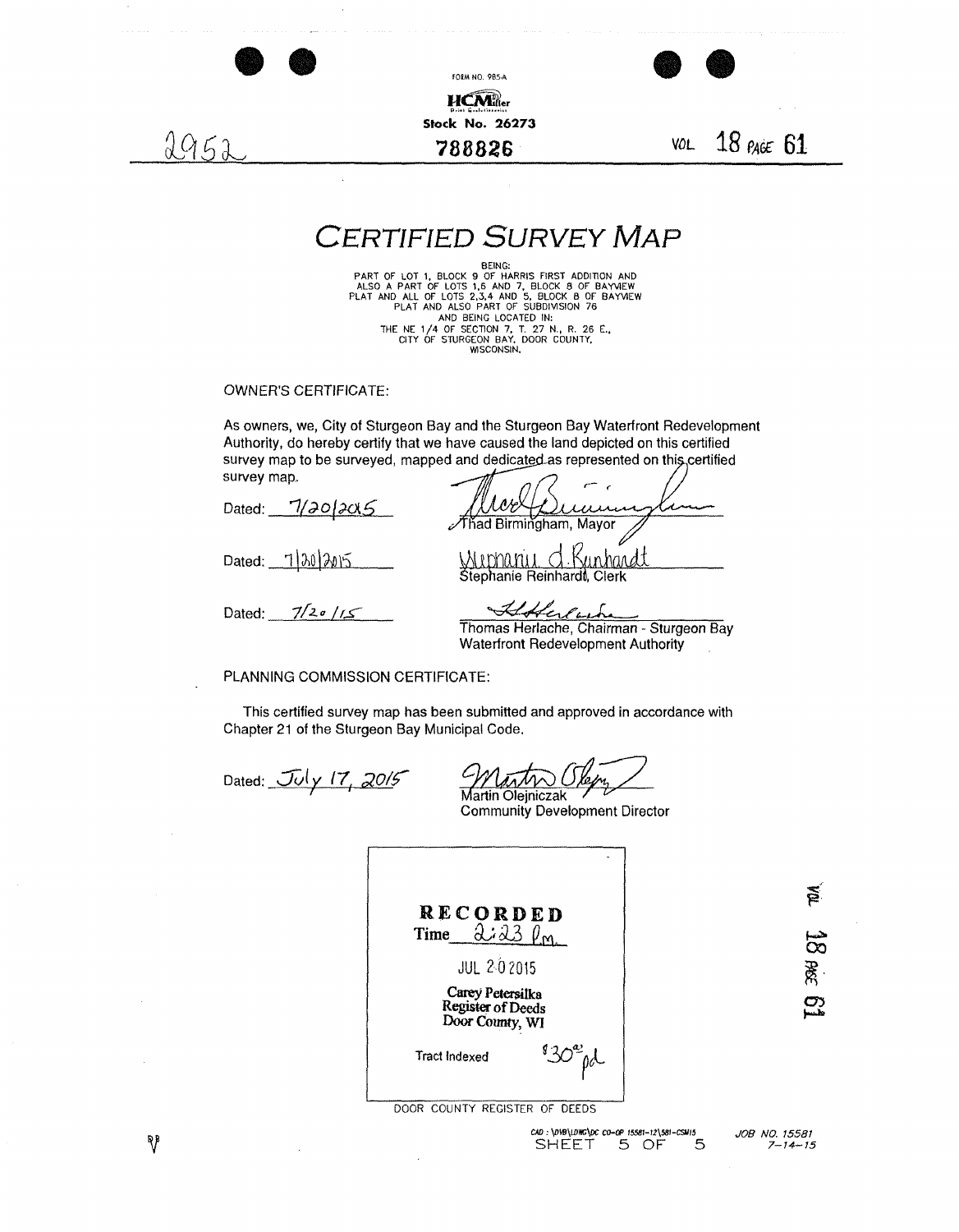2952

FORM NO. 985-A

HCMiller

Stock No. 26273

788826

VOL 18 PAGE 61

# CERTIFIED SURVEY MAP

BEING:
PART OF LOT 1, BLOCK 9 OF HARRIS FIRST ADDITION AND ALSO A PART OF LOTS 1,6 AND 7, BLOCK 8 OF BAYVIEW PLAT AND ALL OF LOTS 2,3,4 AND 5, BLOCK 8 OF BAYVIEW PLAT AND ALSO PART OF SUBDIVISION 76
AND BEING LOCATED IN:
THE NE 1/4 OF SECTION 7, T. 27 N., R. 26 E., CITY OF STURGEON BAY, DOOR COUNTY, WISCONSIN.

OWNER'S CERTIFICATE:

As owners, we, City of Sturgeon Bay and the Sturgeon Bay Waterfront Redevelopment Authority, do hereby certify that we have caused the land depicted on this certified survey map to be surveyed, mapped and dedicated as represented on this certified survey map.

Dated: 7/20/2015

Thad Birmingham, Mayor

Dated: 7/20/2015

Stephanie Reinhardt, Clerk

Dated: 7/20/15

Thomas Herlache, Chairman - Sturgeon Bay Waterfront Redevelopment Authority

PLANNING COMMISSION CERTIFICATE:

This certified survey map has been submitted and approved in accordance with Chapter 21 of the Sturgeon Bay Municipal Code.

Dated: July 17, 2015

Martin Olejniczak
Community Development Director

**RECORDED**
Time 2:23 Pm

JUL 20 2015

Carey Petersilka
Register of Deeds
Door County, WI

Tract Indexed $30 pd

DOOR COUNTY REGISTER OF DEEDS

VOL 18 PAGE 61

CAD: \DVB\LDWG\DC CO-OP 15581-12\581-CSM15

JOB NO. 15581
7-14-15